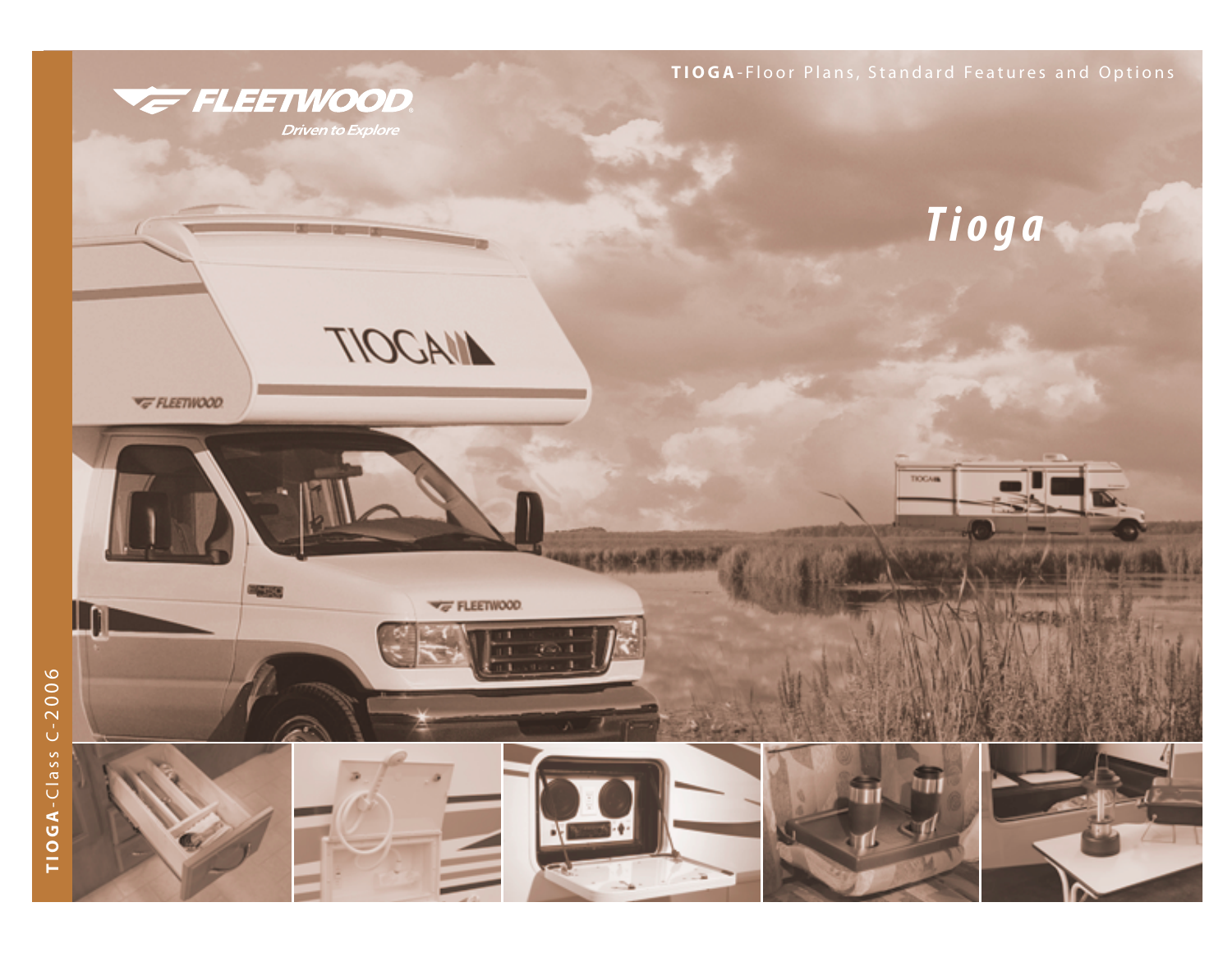**TIOGA**-Floor Plans, Standard Features and Options

FLEETWOOD

*Driven to Explore*

# *Tioga*

**TIOGA**-Class C-2006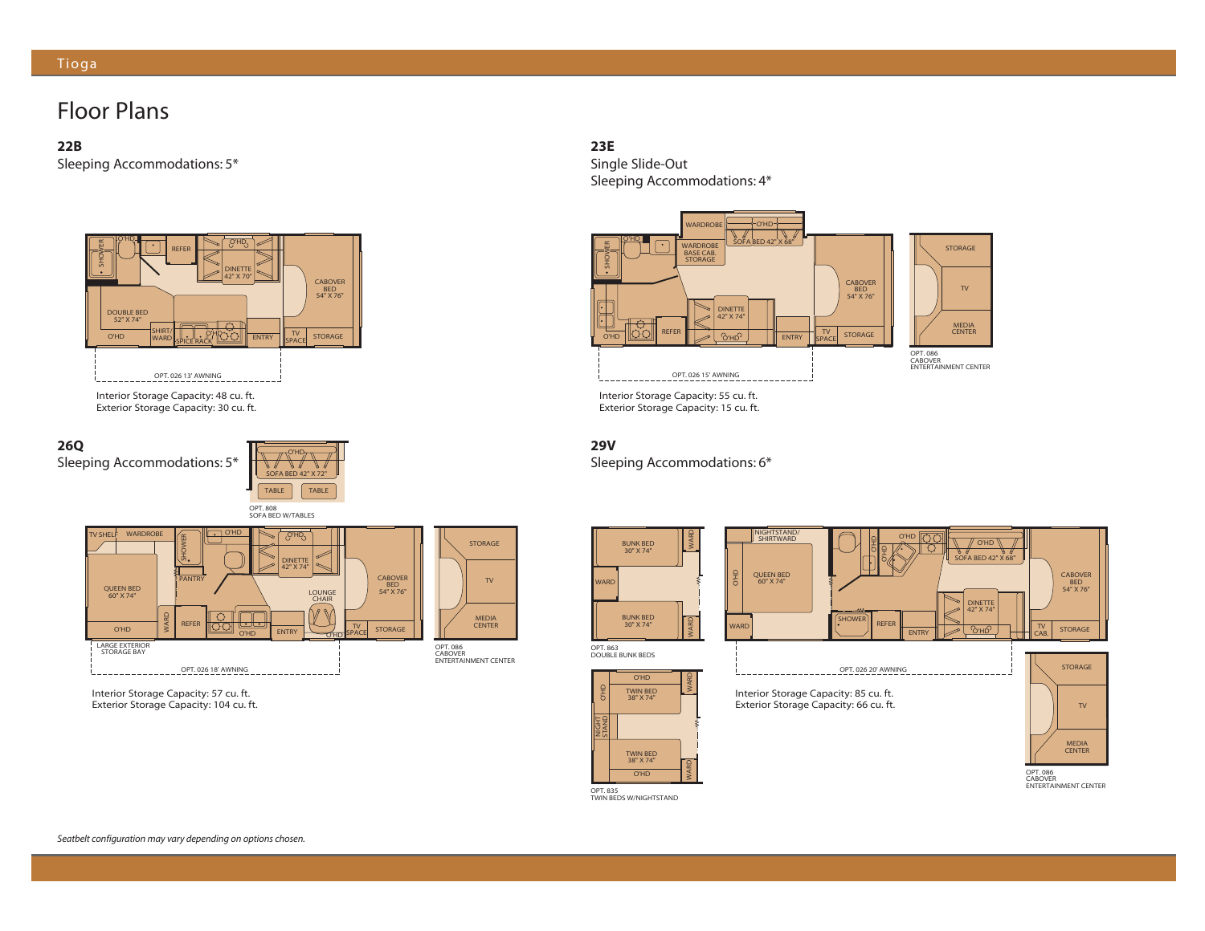# Floor Plans

## 22B

Sleeping Accommodations: 5*

SHOWER
O'HD
REFER
O'HD
DINETTE 42" X 70"
CABOVER BED 54" X 76"
DOUBLE BED 52" X 74"
O'HD
SHIRT/ WARD
SPICE RACK
O'HD
ENTRY
TV SPACE
STORAGE
OPT. 026 13' AWNING

Interior Storage Capacity: 48 cu. ft.
Exterior Storage Capacity: 30 cu. ft.

## 23E

Single Slide-Out
Sleeping Accommodations: 4*

WARDROBE
O'HD
SHOWER
O'HD
WARDROBE BASE CAB. STORAGE
SOFA BED 42" X 68"
CABOVER BED 54" X 76"
DINETTE 42" X 74"
O'HD
REFER
O'HD
ENTRY
TV SPACE
STORAGE
OPT. 026 15' AWNING

STORAGE
TV
MEDIA CENTER
OPT. 086 CABOVER ENTERTAINMENT CENTER

Interior Storage Capacity: 55 cu. ft.
Exterior Storage Capacity: 15 cu. ft.

## 26Q

Sleeping Accommodations: 5*

O'HD
SOFA BED 42" X 72"
TABLE
TABLE
OPT. 808 SOFA BED W/TABLES

TV SHELF
WARDROBE
SHOWER
O'HD
O'HD
PANTRY
DINETTE 42" X 74"
CABOVER BED 54" X 76"
QUEEN BED 60" X 74"
LOUNGE CHAIR
O'HD
WARD
REFER
O'HD
ENTRY
O'HD
TV SPACE
STORAGE
LARGE EXTERIOR STORAGE BAY
OPT. 026 18' AWNING

STORAGE
TV
MEDIA CENTER
OPT. 086 CABOVER ENTERTAINMENT CENTER

Interior Storage Capacity: 57 cu. ft.
Exterior Storage Capacity: 104 cu. ft.

## 29V

Sleeping Accommodations: 6*

BUNK BED 30" X 74"
WARD
WARD
BUNK BED 30" X 74"
WARD
OPT. 863 DOUBLE BUNK BEDS

O'HD
WARD
O'HD
TWIN BED 38" X 74"
NIGHT STAND
TWIN BED 38" X 74"
O'HD
WARD
OPT. 835 TWIN BEDS W/NIGHTSTAND

NIGHTSTAND/ SHIRTWARD
O'HD
QUEEN BED 60" X 74"
O'HD
O'HD
O'HD
O'HD
SOFA BED 42" X 68"
CABOVER BED 54" X 76"
WARD
SHOWER
REFER
ENTRY
DINETTE 42" X 74"
O'HD
TV CAB.
STORAGE
OPT. 026 20' AWNING

STORAGE
TV
MEDIA CENTER
OPT. 086 CABOVER ENTERTAINMENT CENTER

Interior Storage Capacity: 85 cu. ft.
Exterior Storage Capacity: 66 cu. ft.

*Seatbelt configuration may vary depending on options chosen.*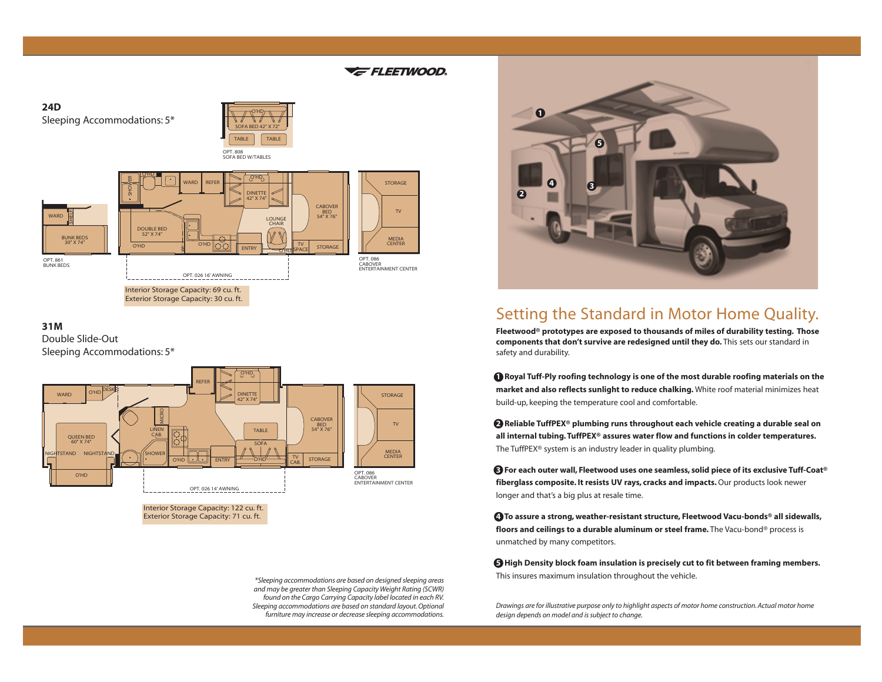## 24D

Sleeping Accommodations: 5*

O'HD
SOFA BED 42" X 72"
TABLE
TABLE
OPT. 808
SOFA BED W/TABLES

WARD
SHELF
BUNK BEDS
30" X 74"
OPT. 861
BUNK BEDS

O'HD
SHOWER
WARD
REFER
O'HD
DINETTE
42" X 74"
CABOVER
BED
54" X 76"
LOUNGE
CHAIR
DOUBLE BED
52" X 74"
O'HD
O'HD
ENTRY
O'HD
TV
SPACE
STORAGE
OPT. 026 16' AWNING

STORAGE
TV
MEDIA
CENTER
OPT. 086
CABOVER
ENTERTAINMENT CENTER

Interior Storage Capacity: 69 cu. ft.
Exterior Storage Capacity: 30 cu. ft.

## 31M

Double Slide-Out
Sleeping Accommodations: 5*

WARD
O'HD
DESK
REFER
O'HD
DINETTE
42" X 74"
CABOVER
BED
54" X 76"
MICRO
LINEN
CAB.
TABLE
QUEEN BED
60" X 74"
SOFA
NIGHTSTAND
NIGHTSTAND
SHOWER
O'HD
ENTRY
O'HD
TV
CAB.
STORAGE
O'HD
OPT. 026 14' AWNING

STORAGE
TV
MEDIA
CENTER
OPT. 086
CABOVER
ENTERTAINMENT CENTER

Interior Storage Capacity: 122 cu. ft.
Exterior Storage Capacity: 71 cu. ft.

*Sleeping accommodations are based on designed sleeping areas and may be greater than Sleeping Capacity Weight Rating (SCWR) found on the Cargo Carrying Capacity label located in each RV. Sleeping accommodations are based on standard layout. Optional furniture may increase or decrease sleeping accommodations.

FLEETWOOD.

1
2
3
4
5

# Setting the Standard in Motor Home Quality.

**Fleetwood® prototypes are exposed to thousands of miles of durability testing. Those components that don't survive are redesigned until they do.** This sets our standard in safety and durability.

**1 Royal Tuff-Ply roofing technology is one of the most durable roofing materials on the market and also reflects sunlight to reduce chalking.** White roof material minimizes heat build-up, keeping the temperature cool and comfortable.

**2 Reliable TuffPEX® plumbing runs throughout each vehicle creating a durable seal on all internal tubing. TuffPEX® assures water flow and functions in colder temperatures.** The TuffPEX® system is an industry leader in quality plumbing.

**3 For each outer wall, Fleetwood uses one seamless, solid piece of its exclusive Tuff-Coat® fiberglass composite. It resists UV rays, cracks and impacts.** Our products look newer longer and that's a big plus at resale time.

**4 To assure a strong, weather-resistant structure, Fleetwood Vacu-bonds® all sidewalls, floors and ceilings to a durable aluminum or steel frame.** The Vacu-bond® process is unmatched by many competitors.

**5 High Density block foam insulation is precisely cut to fit between framing members.** This insures maximum insulation throughout the vehicle.

*Drawings are for illustrative purpose only to highlight aspects of motor home construction. Actual motor home design depends on model and is subject to change.*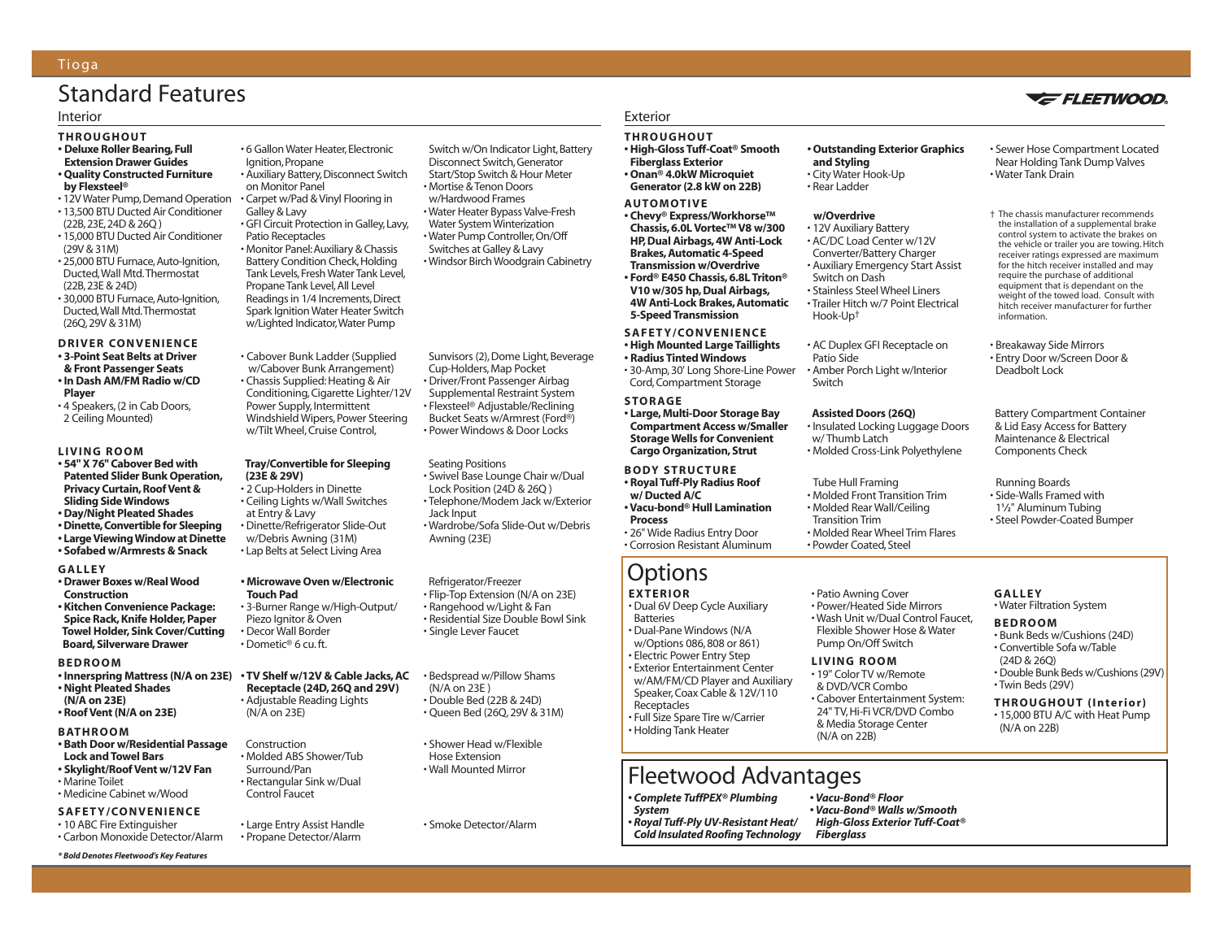Tioga

# Standard Features

FLEETWOOD.

## Interior

### THROUGHOUT

- **Deluxe Roller Bearing, Full Extension Drawer Guides**
- **Quality Constructed Furniture by Flexsteel®**
- 12V Water Pump, Demand Operation
- 13,500 BTU Ducted Air Conditioner (22B, 23E, 24D & 26Q )
- 15,000 BTU Ducted Air Conditioner (29V & 31M)
- 25,000 BTU Furnace, Auto-Ignition, Ducted, Wall Mtd. Thermostat (22B, 23E & 24D)
- 30,000 BTU Furnace, Auto-Ignition, Ducted, Wall Mtd. Thermostat (26Q, 29V & 31M)
- 6 Gallon Water Heater, Electronic Ignition, Propane
- Auxiliary Battery, Disconnect Switch on Monitor Panel
- Carpet w/Pad & Vinyl Flooring in Galley & Lavy
- GFI Circuit Protection in Galley, Lavy, Patio Receptacles
- Monitor Panel: Auxiliary & Chassis Battery Condition Check, Holding Tank Levels, Fresh Water Tank Level, Propane Tank Level, All Level Readings in 1/4 Increments, Direct Spark Ignition Water Heater Switch w/Lighted Indicator, Water Pump Switch w/On Indicator Light, Battery Disconnect Switch, Generator Start/Stop Switch & Hour Meter
- Mortise & Tenon Doors w/Hardwood Frames
- Water Heater Bypass Valve-Fresh Water System Winterization
- Water Pump Controller, On/Off Switches at Galley & Lavy
- Windsor Birch Woodgrain Cabinetry

### DRIVER CONVENIENCE

- **3-Point Seat Belts at Driver & Front Passenger Seats**
- **In Dash AM/FM Radio w/CD Player**
- 4 Speakers, (2 in Cab Doors, 2 Ceiling Mounted)
- Cabover Bunk Ladder (Supplied w/Cabover Bunk Arrangement)
- Chassis Supplied: Heating & Air Conditioning, Cigarette Lighter/12V Power Supply, Intermittent Windshield Wipers, Power Steering w/Tilt Wheel, Cruise Control, Sunvisors (2), Dome Light, Beverage Cup-Holders, Map Pocket
- Driver/Front Passenger Airbag Supplemental Restraint System
- Flexsteel® Adjustable/Reclining Bucket Seats w/Armrest (Ford®)
- Power Windows & Door Locks

### LIVING ROOM

- **54" X 76" Cabover Bed with Patented Slider Bunk Operation, Privacy Curtain, Roof Vent & Sliding Side Windows**
- **Day/Night Pleated Shades**
- **Dinette, Convertible for Sleeping**
- **Large Viewing Window at Dinette**
- **Sofabed w/Armrests & Snack Tray/Convertible for Sleeping (23E & 29V)**
- 2 Cup-Holders in Dinette
- Ceiling Lights w/Wall Switches at Entry & Lavy
- Dinette/Refrigerator Slide-Out w/Debris Awning (31M)
- Lap Belts at Select Living Area Seating Positions
- Swivel Base Lounge Chair w/Dual Lock Position (24D & 26Q )
- Telephone/Modem Jack w/Exterior Jack Input
- Wardrobe/Sofa Slide-Out w/Debris Awning (23E)

### GALLEY

- **Drawer Boxes w/Real Wood Construction**
- **Kitchen Convenience Package: Spice Rack, Knife Holder, Paper Towel Holder, Sink Cover/Cutting Board, Silverware Drawer**
- **Microwave Oven w/Electronic Touch Pad**
- 3-Burner Range w/High-Output/ Piezo Ignitor & Oven
- Decor Wall Border
- Dometic® 6 cu. ft. Refrigerator/Freezer
- Flip-Top Extension (N/A on 23E)
- Rangehood w/Light & Fan
- Residential Size Double Bowl Sink
- Single Lever Faucet

### BEDROOM

- **Innerspring Mattress (N/A on 23E)**
- **Night Pleated Shades (N/A on 23E)**
- **Roof Vent (N/A on 23E)**
- **TV Shelf w/12V & Cable Jacks, AC Receptacle (24D, 26Q and 29V)**
- Adjustable Reading Lights (N/A on 23E)
- Bedspread w/Pillow Shams (N/A on 23E )
- Double Bed (22B & 24D)
- Queen Bed (26Q, 29V & 31M)

### BATHROOM

- **Bath Door w/Residential Passage Lock and Towel Bars**
- **Skylight/Roof Vent w/12V Fan**
- Marine Toilet
- Medicine Cabinet w/Wood Construction
- Molded ABS Shower/Tub Surround/Pan
- Rectangular Sink w/Dual Control Faucet
- Shower Head w/Flexible Hose Extension
- Wall Mounted Mirror

### SAFETY/CONVENIENCE

- 10 ABC Fire Extinguisher
- Carbon Monoxide Detector/Alarm
- Large Entry Assist Handle
- Propane Detector/Alarm
- Smoke Detector/Alarm

*** Bold Denotes Fleetwood's Key Features**

## Exterior

### THROUGHOUT

- **High-Gloss Tuff-Coat® Smooth Fiberglass Exterior**
- **Onan® 4.0kW Microquiet Generator (2.8 kW on 22B)**
- **Outstanding Exterior Graphics and Styling**
- City Water Hook-Up
- Rear Ladder
- Sewer Hose Compartment Located Near Holding Tank Dump Valves
- Water Tank Drain

### AUTOMOTIVE

- **Chevy® Express/Workhorse™ Chassis, 6.0L Vortec™ V8 w/300 HP, Dual Airbags, 4W Anti-Lock Brakes, Automatic 4-Speed Transmission w/Overdrive**
- **Ford® E450 Chassis, 6.8L Triton® V10 w/305 hp, Dual Airbags, 4W Anti-Lock Brakes, Automatic 5-Speed Transmission w/Overdrive**
- 12V Auxiliary Battery
- AC/DC Load Center w/12V Converter/Battery Charger
- Auxiliary Emergency Start Assist Switch on Dash
- Stainless Steel Wheel Liners
- Trailer Hitch w/7 Point Electrical Hook-Up†

† The chassis manufacturer recommends the installation of a supplemental brake control system to activate the brakes on the vehicle or trailer you are towing. Hitch receiver ratings expressed are maximum for the hitch receiver installed and may require the purchase of additional equipment that is dependant on the weight of the towed load. Consult with hitch receiver manufacturer for further information.

### SAFETY/CONVENIENCE

- **High Mounted Large Taillights**
- **Radius Tinted Windows**
- 30-Amp, 30' Long Shore-Line Power Cord, Compartment Storage
- AC Duplex GFI Receptacle on Patio Side
- Amber Porch Light w/Interior Switch
- Breakaway Side Mirrors
- Entry Door w/Screen Door & Deadbolt Lock

### STORAGE

- **Large, Multi-Door Storage Bay Compartment Access w/Smaller Storage Wells for Convenient Cargo Organization, Strut Assisted Doors (26Q)**
- Insulated Locking Luggage Doors w/ Thumb Latch
- Molded Cross-Link Polyethylene Battery Compartment Container & Lid Easy Access for Battery Maintenance & Electrical Components Check

### BODY STRUCTURE

- **Royal Tuff-Ply Radius Roof w/ Ducted A/C**
- **Vacu-bond® Hull Lamination Process**
- 26" Wide Radius Entry Door
- Corrosion Resistant Aluminum Tube Hull Framing
- Molded Front Transition Trim
- Molded Rear Wall/Ceiling Transition Trim
- Molded Rear Wheel Trim Flares
- Powder Coated, Steel Running Boards
- Side-Walls Framed with 1½" Aluminum Tubing
- Steel Powder-Coated Bumper

# Options

### EXTERIOR

- Dual 6V Deep Cycle Auxiliary Batteries
- Dual-Pane Windows (N/A w/Options 086, 808 or 861)
- Electric Power Entry Step
- Exterior Entertainment Center w/AM/FM/CD Player and Auxiliary Speaker, Coax Cable & 12V/110 Receptacles
- Full Size Spare Tire w/Carrier
- Holding Tank Heater
- Patio Awning Cover
- Power/Heated Side Mirrors
- Wash Unit w/Dual Control Faucet, Flexible Shower Hose & Water Pump On/Off Switch

### LIVING ROOM

- 19" Color TV w/Remote & DVD/VCR Combo
- Cabover Entertainment System: 24" TV, Hi-Fi VCR/DVD Combo & Media Storage Center (N/A on 22B)

### GALLEY

- Water Filtration System

### BEDROOM

- Bunk Beds w/Cushions (24D)
- Convertible Sofa w/Table (24D & 26Q)
- Double Bunk Beds w/Cushions (29V)
- Twin Beds (29V)

### THROUGHOUT (Interior)

- 15,000 BTU A/C with Heat Pump (N/A on 22B)

# Fleetwood Advantages

- ***Complete TuffPEX® Plumbing System***
- ***Royal Tuff-Ply UV-Resistant Heat/ Cold Insulated Roofing Technology***
- ***Vacu-Bond® Floor***
- ***Vacu-Bond® Walls w/Smooth High-Gloss Exterior Tuff-Coat® Fiberglass***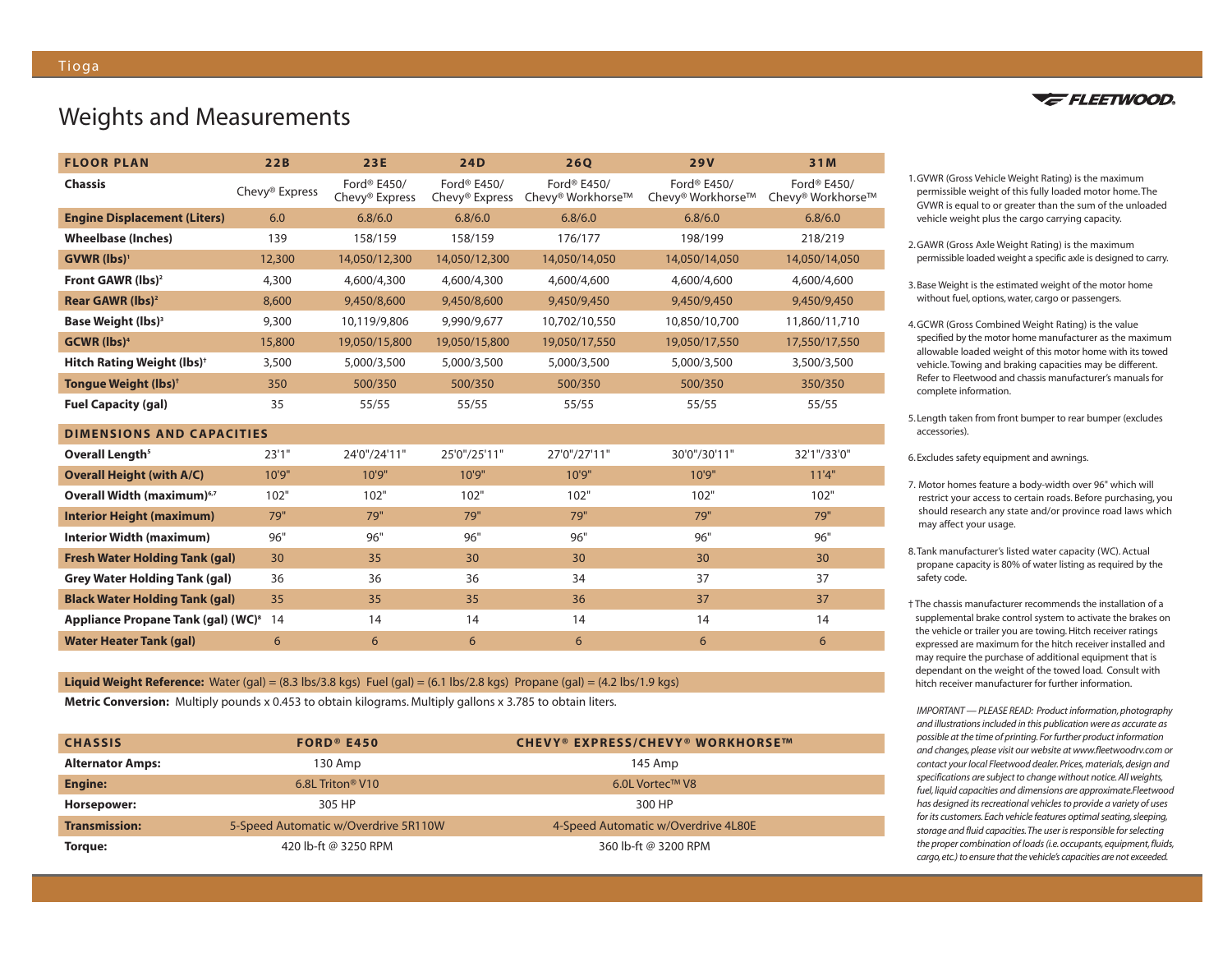# Weights and Measurements

| FLOOR PLAN | 22B | 23E | 24D | 26Q | 29V | 31M |
|---|---|---|---|---|---|---|
| **Chassis** | Chevy® Express | Ford® E450/ Chevy® Express | Ford® E450/ Chevy® Express | Ford® E450/ Chevy® Workhorse™ | Ford® E450/ Chevy® Workhorse™ | Ford® E450/ Chevy® Workhorse™ |
| **Engine Displacement (Liters)** | 6.0 | 6.8/6.0 | 6.8/6.0 | 6.8/6.0 | 6.8/6.0 | 6.8/6.0 |
| **Wheelbase (Inches)** | 139 | 158/159 | 158/159 | 176/177 | 198/199 | 218/219 |
| **GVWR (lbs)**[1] | 12,300 | 14,050/12,300 | 14,050/12,300 | 14,050/14,050 | 14,050/14,050 | 14,050/14,050 |
| **Front GAWR (lbs)**[2] | 4,300 | 4,600/4,300 | 4,600/4,300 | 4,600/4,600 | 4,600/4,600 | 4,600/4,600 |
| **Rear GAWR (lbs)**[2] | 8,600 | 9,450/8,600 | 9,450/8,600 | 9,450/9,450 | 9,450/9,450 | 9,450/9,450 |
| **Base Weight (lbs)**[3] | 9,300 | 10,119/9,806 | 9,990/9,677 | 10,702/10,550 | 10,850/10,700 | 11,860/11,710 |
| **GCWR (lbs)**[4] | 15,800 | 19,050/15,800 | 19,050/15,800 | 19,050/17,550 | 19,050/17,550 | 17,550/17,550 |
| **Hitch Rating Weight (lbs)**[†] | 3,500 | 5,000/3,500 | 5,000/3,500 | 5,000/3,500 | 5,000/3,500 | 3,500/3,500 |
| **Tongue Weight (lbs)**[†] | 350 | 500/350 | 500/350 | 500/350 | 500/350 | 350/350 |
| **Fuel Capacity (gal)** | 35 | 55/55 | 55/55 | 55/55 | 55/55 | 55/55 |
| **DIMENSIONS AND CAPACITIES** | | | | | | |
| **Overall Length**[5] | 23'1" | 24'0"/24'11" | 25'0"/25'11" | 27'0"/27'11" | 30'0"/30'11" | 32'1"/33'0" |
| **Overall Height (with A/C)** | 10'9" | 10'9" | 10'9" | 10'9" | 10'9" | 11'4" |
| **Overall Width (maximum)**[6,7] | 102" | 102" | 102" | 102" | 102" | 102" |
| **Interior Height (maximum)** | 79" | 79" | 79" | 79" | 79" | 79" |
| **Interior Width (maximum)** | 96" | 96" | 96" | 96" | 96" | 96" |
| **Fresh Water Holding Tank (gal)** | 30 | 35 | 30 | 30 | 30 | 30 |
| **Grey Water Holding Tank (gal)** | 36 | 36 | 36 | 34 | 37 | 37 |
| **Black Water Holding Tank (gal)** | 35 | 35 | 35 | 36 | 37 | 37 |
| **Appliance Propane Tank (gal) (WC)**[8] | 14 | 14 | 14 | 14 | 14 | 14 |
| **Water Heater Tank (gal)** | 6 | 6 | 6 | 6 | 6 | 6 |

**Liquid Weight Reference:** Water (gal) = (8.3 lbs/3.8 kgs) Fuel (gal) = (6.1 lbs/2.8 kgs) Propane (gal) = (4.2 lbs/1.9 kgs)

**Metric Conversion:** Multiply pounds x 0.453 to obtain kilograms. Multiply gallons x 3.785 to obtain liters.

| CHASSIS | FORD® E450 | CHEVY® EXPRESS/CHEVY® WORKHORSE™ |
|---|---|---|
| **Alternator Amps:** | 130 Amp | 145 Amp |
| **Engine:** | 6.8L Triton® V10 | 6.0L Vortec™ V8 |
| **Horsepower:** | 305 HP | 300 HP |
| **Transmission:** | 5-Speed Automatic w/Overdrive 5R110W | 4-Speed Automatic w/Overdrive 4L80E |
| **Torque:** | 420 lb-ft @ 3250 RPM | 360 lb-ft @ 3200 RPM |

1. GVWR (Gross Vehicle Weight Rating) is the maximum permissible weight of this fully loaded motor home. The GVWR is equal to or greater than the sum of the unloaded vehicle weight plus the cargo carrying capacity.
2. GAWR (Gross Axle Weight Rating) is the maximum permissible loaded weight a specific axle is designed to carry.
3. Base Weight is the estimated weight of the motor home without fuel, options, water, cargo or passengers.
4. GCWR (Gross Combined Weight Rating) is the value specified by the motor home manufacturer as the maximum allowable loaded weight of this motor home with its towed vehicle. Towing and braking capacities may be different. Refer to Fleetwood and chassis manufacturer's manuals for complete information.
5. Length taken from front bumper to rear bumper (excludes accessories).
6. Excludes safety equipment and awnings.
7. Motor homes feature a body-width over 96" which will restrict your access to certain roads. Before purchasing, you should research any state and/or province road laws which may affect your usage.
8. Tank manufacturer's listed water capacity (WC). Actual propane capacity is 80% of water listing as required by the safety code.

† The chassis manufacturer recommends the installation of a supplemental brake control system to activate the brakes on the vehicle or trailer you are towing. Hitch receiver ratings expressed are maximum for the hitch receiver installed and may require the purchase of additional equipment that is dependant on the weight of the towed load. Consult with hitch receiver manufacturer for further information.

*IMPORTANT — PLEASE READ: Product information, photography and illustrations included in this publication were as accurate as possible at the time of printing. For further product information and changes, please visit our website at www.fleetwoodrv.com or contact your local Fleetwood dealer. Prices, materials, design and specifications are subject to change without notice. All weights, fuel, liquid capacities and dimensions are approximate. Fleetwood has designed its recreational vehicles to provide a variety of uses for its customers. Each vehicle features optimal seating, sleeping, storage and fluid capacities. The user is responsible for selecting the proper combination of loads (i.e. occupants, equipment, fluids, cargo, etc.) to ensure that the vehicle's capacities are not exceeded.*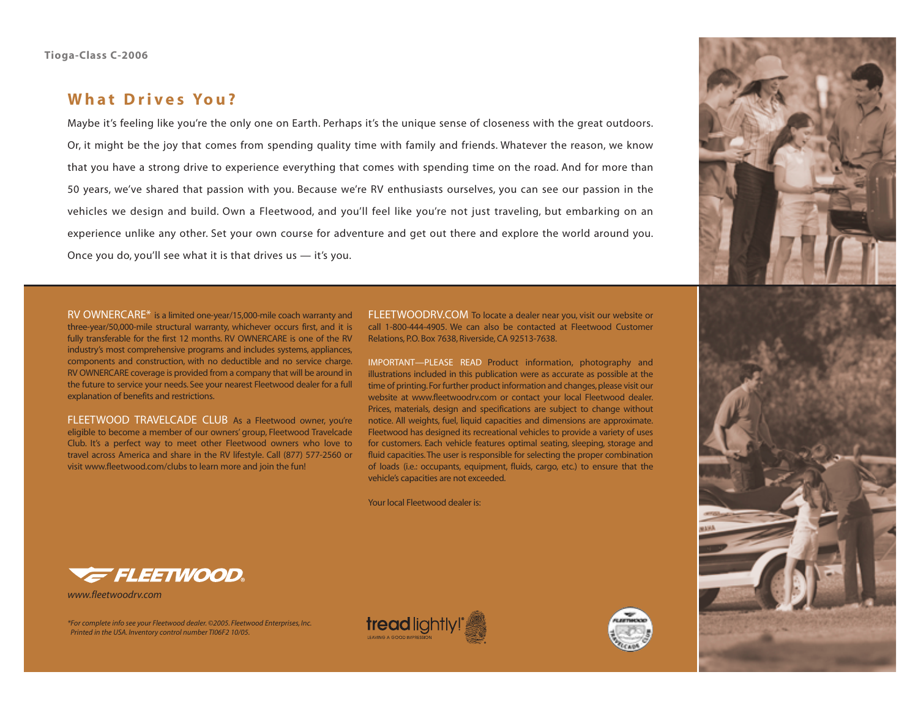## What Drives You?

Maybe it's feeling like you're the only one on Earth. Perhaps it's the unique sense of closeness with the great outdoors. Or, it might be the joy that comes from spending quality time with family and friends. Whatever the reason, we know that you have a strong drive to experience everything that comes with spending time on the road. And for more than 50 years, we've shared that passion with you. Because we're RV enthusiasts ourselves, you can see our passion in the vehicles we design and build. Own a Fleetwood, and you'll feel like you're not just traveling, but embarking on an experience unlike any other. Set your own course for adventure and get out there and explore the world around you. Once you do, you'll see what it is that drives us — it's you.

RV OWNERCARE* is a limited one-year/15,000-mile coach warranty and three-year/50,000-mile structural warranty, whichever occurs first, and it is fully transferable for the first 12 months. RV OWNERCARE is one of the RV industry's most comprehensive programs and includes systems, appliances, components and construction, with no deductible and no service charge. RV OWNERCARE coverage is provided from a company that will be around in the future to service your needs. See your nearest Fleetwood dealer for a full explanation of benefits and restrictions.

FLEETWOOD TRAVELCADE CLUB As a Fleetwood owner, you're eligible to become a member of our owners' group, Fleetwood Travelcade Club. It's a perfect way to meet other Fleetwood owners who love to travel across America and share in the RV lifestyle. Call (877) 577-2560 or visit www.fleetwood.com/clubs to learn more and join the fun!

FLEETWOODRV.COM To locate a dealer near you, visit our website or call 1-800-444-4905. We can also be contacted at Fleetwood Customer Relations, P.O. Box 7638, Riverside, CA 92513-7638.

IMPORTANT—PLEASE READ Product information, photography and illustrations included in this publication were as accurate as possible at the time of printing. For further product information and changes, please visit our website at www.fleetwoodrv.com or contact your local Fleetwood dealer. Prices, materials, design and specifications are subject to change without notice. All weights, fuel, liquid capacities and dimensions are approximate. Fleetwood has designed its recreational vehicles to provide a variety of uses for customers. Each vehicle features optimal seating, sleeping, storage and fluid capacities. The user is responsible for selecting the proper combination of loads (i.e.: occupants, equipment, fluids, cargo, etc.) to ensure that the vehicle's capacities are not exceeded.

Your local Fleetwood dealer is:

FLEETWOOD

*www.fleetwoodrv.com*

*\*For complete info see your Fleetwood dealer. ©2005. Fleetwood Enterprises, Inc. Printed in the USA. Inventory control number TI06F2 10/05.*

tread lightly!® LEAVING A GOOD IMPRESSION